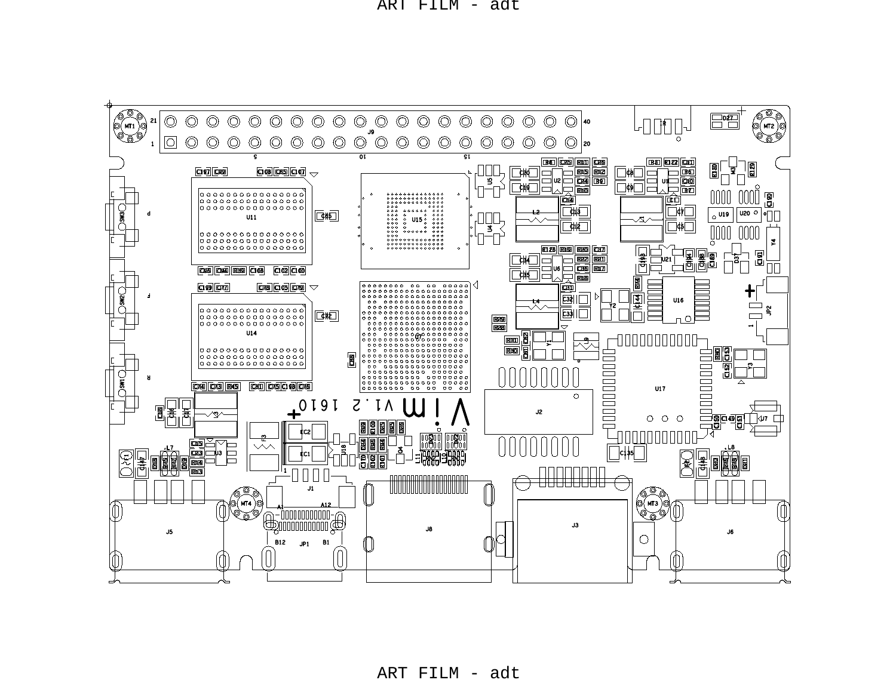Vim V1.2 1610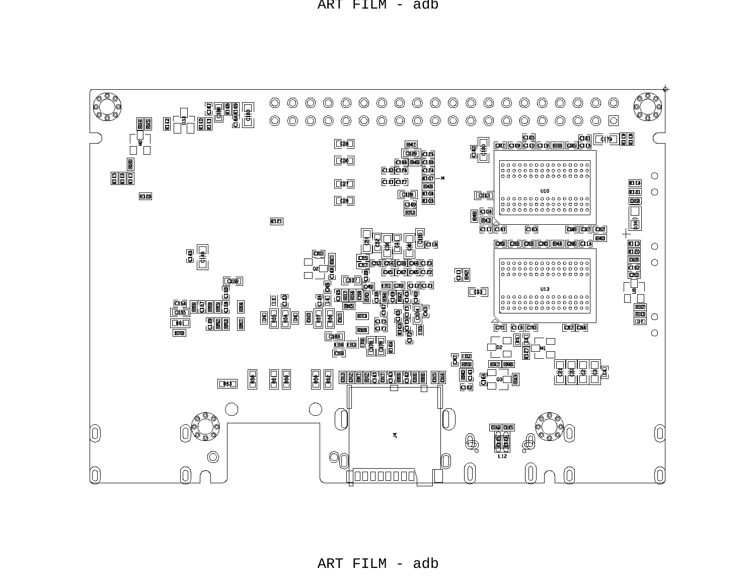ART FILM - adb